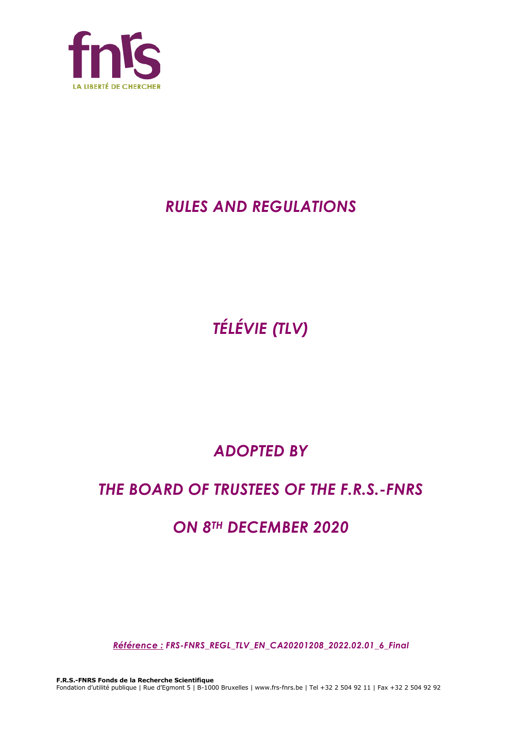fnrs

LA LIBERTÉ DE CHERCHER

# *RULES AND REGULATIONS*

# *TÉLÉVIE (TLV)*

## *ADOPTED BY*

## *THE BOARD OF TRUSTEES OF THE F.R.S.-FNRS*

## *ON 8TH DECEMBER 2020*

***Référence :*** ***FRS-FNRS_REGL_TLV_EN_CA20201208_2022.02.01_6_Final***

**F.R.S.-FNRS Fonds de la Recherche Scientifique**
Fondation d'utilité publique | Rue d'Egmont 5 | B-1000 Bruxelles | www.frs-fnrs.be | Tel +32 2 504 92 11 | Fax +32 2 504 92 92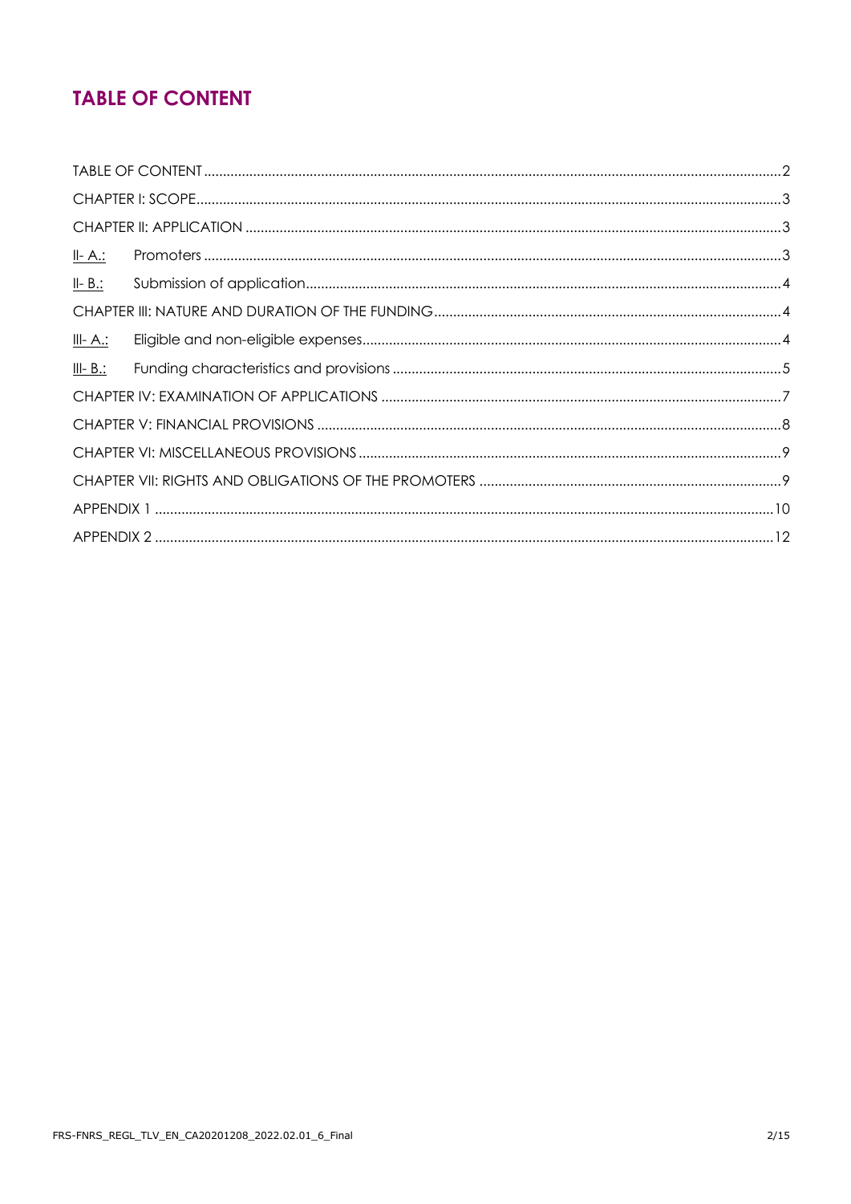# TABLE OF CONTENT

TABLE OF CONTENT ........................................................ 2

CHAPTER I: SCOPE ........................................................ 3

CHAPTER II: APPLICATION ........................................................ 3

II- A.: Promoters ........................................................ 3

II- B.: Submission of application ........................................................ 4

CHAPTER III: NATURE AND DURATION OF THE FUNDING ........................................................ 4

III- A.: Eligible and non-eligible expenses ........................................................ 4

III- B.: Funding characteristics and provisions ........................................................ 5

CHAPTER IV: EXAMINATION OF APPLICATIONS ........................................................ 7

CHAPTER V: FINANCIAL PROVISIONS ........................................................ 8

CHAPTER VI: MISCELLANEOUS PROVISIONS ........................................................ 9

CHAPTER VII: RIGHTS AND OBLIGATIONS OF THE PROMOTERS ........................................................ 9

APPENDIX 1 ........................................................ 10

APPENDIX 2 ........................................................ 12

FRS-FNRS_REGL_TLV_EN_CA20201208_2022.02.01_6_Final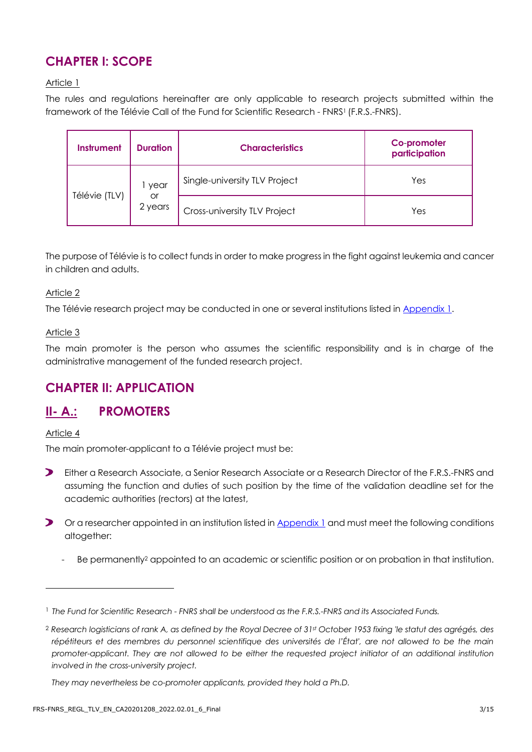# CHAPTER I: SCOPE

Article 1

The rules and regulations hereinafter are only applicable to research projects submitted within the framework of the Télévie Call of the Fund for Scientific Research - FNRS[1] (F.R.S.-FNRS).

| Instrument | Duration | Characteristics | Co-promoter participation |
|---|---|---|---|
| Télévie (TLV) | 1 year or 2 years | Single-university TLV Project | Yes |
| | | Cross-university TLV Project | Yes |

The purpose of Télévie is to collect funds in order to make progress in the fight against leukemia and cancer in children and adults.

Article 2

The Télévie research project may be conducted in one or several institutions listed in Appendix 1.

Article 3

The main promoter is the person who assumes the scientific responsibility and is in charge of the administrative management of the funded research project.

# CHAPTER II: APPLICATION

## II- A.: PROMOTERS

Article 4

The main promoter-applicant to a Télévie project must be:

- Either a Research Associate, a Senior Research Associate or a Research Director of the F.R.S.-FNRS and assuming the function and duties of such position by the time of the validation deadline set for the academic authorities (rectors) at the latest,
- Or a researcher appointed in an institution listed in Appendix 1 and must meet the following conditions altogether:
  - Be permanently[2] appointed to an academic or scientific position or on probation in that institution.

---

[1] *The Fund for Scientific Research - FNRS shall be understood as the F.R.S.-FNRS and its Associated Funds.*

[2] *Research logisticians of rank A, as defined by the Royal Decree of 31st October 1953 fixing 'le statut des agrégés, des répétiteurs et des membres du personnel scientifique des universités de l'État', are not allowed to be the main promoter-applicant. They are not allowed to be either the requested project initiator of an additional institution involved in the cross-university project.*

*They may nevertheless be co-promoter applicants, provided they hold a Ph.D.*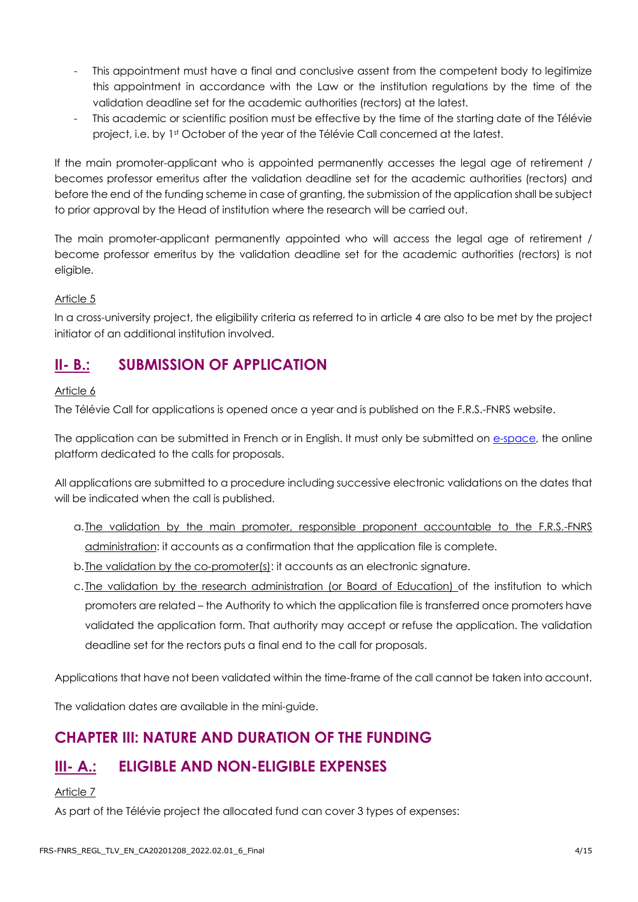- This appointment must have a final and conclusive assent from the competent body to legitimize this appointment in accordance with the Law or the institution regulations by the time of the validation deadline set for the academic authorities (rectors) at the latest.
- This academic or scientific position must be effective by the time of the starting date of the Télévie project, i.e. by 1st October of the year of the Télévie Call concerned at the latest.

If the main promoter-applicant who is appointed permanently accesses the legal age of retirement / becomes professor emeritus after the validation deadline set for the academic authorities (rectors) and before the end of the funding scheme in case of granting, the submission of the application shall be subject to prior approval by the Head of institution where the research will be carried out.

The main promoter-applicant permanently appointed who will access the legal age of retirement / become professor emeritus by the validation deadline set for the academic authorities (rectors) is not eligible.

Article 5

In a cross-university project, the eligibility criteria as referred to in article 4 are also to be met by the project initiator of an additional institution involved.

## II- B.: SUBMISSION OF APPLICATION

Article 6

The Télévie Call for applications is opened once a year and is published on the F.R.S.-FNRS website.

The application can be submitted in French or in English. It must only be submitted on e-space, the online platform dedicated to the calls for proposals.

All applications are submitted to a procedure including successive electronic validations on the dates that will be indicated when the call is published.

a. The validation by the main promoter, responsible proponent accountable to the F.R.S.-FNRS administration: it accounts as a confirmation that the application file is complete.
b. The validation by the co-promoter(s): it accounts as an electronic signature.
c. The validation by the research administration (or Board of Education) of the institution to which promoters are related – the Authority to which the application file is transferred once promoters have validated the application form. That authority may accept or refuse the application. The validation deadline set for the rectors puts a final end to the call for proposals.

Applications that have not been validated within the time-frame of the call cannot be taken into account.

The validation dates are available in the mini-guide.

# CHAPTER III: NATURE AND DURATION OF THE FUNDING

## III- A.: ELIGIBLE AND NON-ELIGIBLE EXPENSES

Article 7

As part of the Télévie project the allocated fund can cover 3 types of expenses: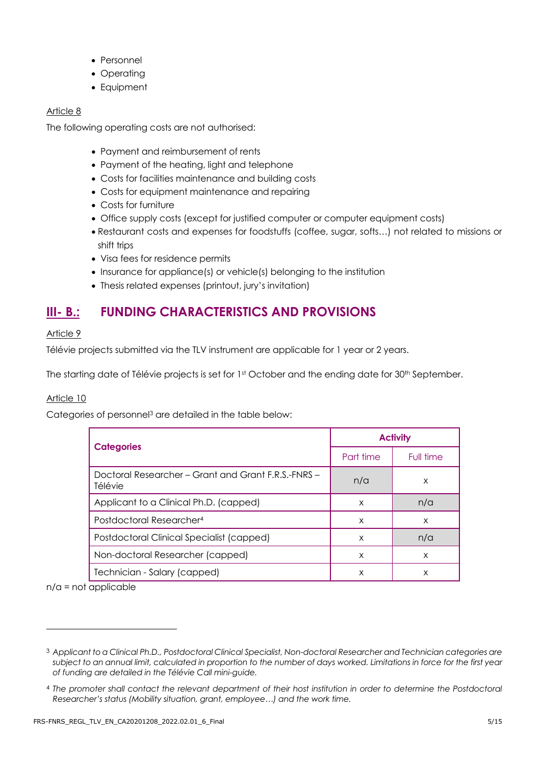- Personnel
- Operating
- Equipment

Article 8

The following operating costs are not authorised:

- Payment and reimbursement of rents
- Payment of the heating, light and telephone
- Costs for facilities maintenance and building costs
- Costs for equipment maintenance and repairing
- Costs for furniture
- Office supply costs (except for justified computer or computer equipment costs)
- Restaurant costs and expenses for foodstuffs (coffee, sugar, softs…) not related to missions or shift trips
- Visa fees for residence permits
- Insurance for appliance(s) or vehicle(s) belonging to the institution
- Thesis related expenses (printout, jury's invitation)

## III- B.: FUNDING CHARACTERISTICS AND PROVISIONS

Article 9

Télévie projects submitted via the TLV instrument are applicable for 1 year or 2 years.

The starting date of Télévie projects is set for 1st October and the ending date for 30th September.

Article 10

Categories of personnel[3] are detailed in the table below:

| Categories | Activity | |
|---|---|---|
| | Part time | Full time |
| Doctoral Researcher – Grant and Grant F.R.S.-FNRS – Télévie | n/a | x |
| Applicant to a Clinical Ph.D. (capped) | x | n/a |
| Postdoctoral Researcher[4] | x | x |
| Postdoctoral Clinical Specialist (capped) | x | n/a |
| Non-doctoral Researcher (capped) | x | x |
| Technician - Salary (capped) | x | x |

n/a = not applicable

[3] *Applicant to a Clinical Ph.D., Postdoctoral Clinical Specialist, Non-doctoral Researcher and Technician categories are subject to an annual limit, calculated in proportion to the number of days worked. Limitations in force for the first year of funding are detailed in the Télévie Call mini-guide.*

[4] *The promoter shall contact the relevant department of their host institution in order to determine the Postdoctoral Researcher's status (Mobility situation, grant, employee…) and the work time.*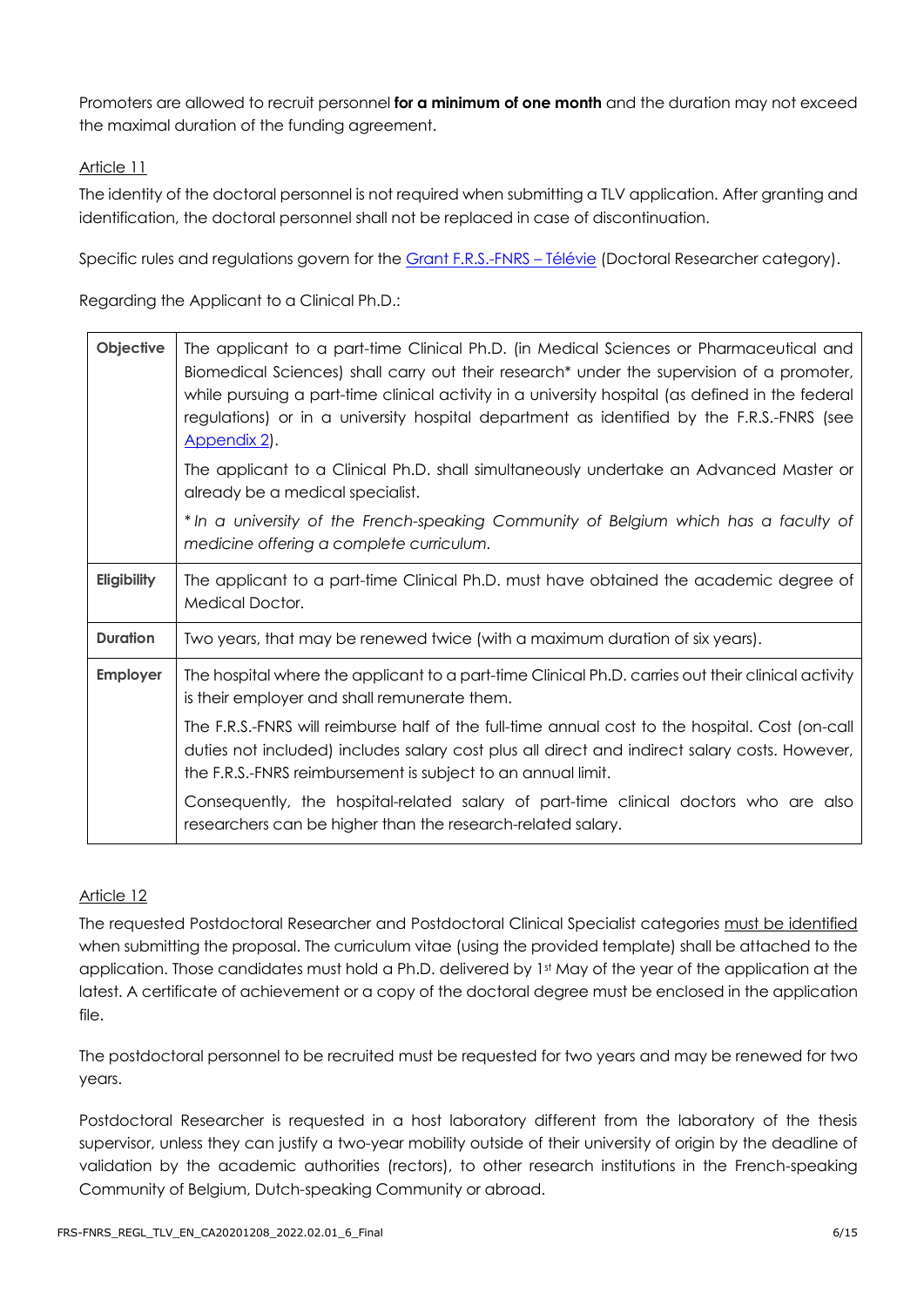Promoters are allowed to recruit personnel **for a minimum of one month** and the duration may not exceed the maximal duration of the funding agreement.

Article 11

The identity of the doctoral personnel is not required when submitting a TLV application. After granting and identification, the doctoral personnel shall not be replaced in case of discontinuation.

Specific rules and regulations govern for the Grant F.R.S.-FNRS – Télévie (Doctoral Researcher category).

Regarding the Applicant to a Clinical Ph.D.:

| | |
|---|---|
| **Objective** | The applicant to a part-time Clinical Ph.D. (in Medical Sciences or Pharmaceutical and Biomedical Sciences) shall carry out their research* under the supervision of a promoter, while pursuing a part-time clinical activity in a university hospital (as defined in the federal regulations) or in a university hospital department as identified by the F.R.S.-FNRS (see Appendix 2).<br><br>The applicant to a Clinical Ph.D. shall simultaneously undertake an Advanced Master or already be a medical specialist.<br><br>*\* In a university of the French-speaking Community of Belgium which has a faculty of medicine offering a complete curriculum.* |
| **Eligibility** | The applicant to a part-time Clinical Ph.D. must have obtained the academic degree of Medical Doctor. |
| **Duration** | Two years, that may be renewed twice (with a maximum duration of six years). |
| **Employer** | The hospital where the applicant to a part-time Clinical Ph.D. carries out their clinical activity is their employer and shall remunerate them.<br><br>The F.R.S.-FNRS will reimburse half of the full-time annual cost to the hospital. Cost (on-call duties not included) includes salary cost plus all direct and indirect salary costs. However, the F.R.S.-FNRS reimbursement is subject to an annual limit.<br><br>Consequently, the hospital-related salary of part-time clinical doctors who are also researchers can be higher than the research-related salary. |

Article 12

The requested Postdoctoral Researcher and Postdoctoral Clinical Specialist categories must be identified when submitting the proposal. The curriculum vitae (using the provided template) shall be attached to the application. Those candidates must hold a Ph.D. delivered by 1st May of the year of the application at the latest. A certificate of achievement or a copy of the doctoral degree must be enclosed in the application file.

The postdoctoral personnel to be recruited must be requested for two years and may be renewed for two years.

Postdoctoral Researcher is requested in a host laboratory different from the laboratory of the thesis supervisor, unless they can justify a two-year mobility outside of their university of origin by the deadline of validation by the academic authorities (rectors), to other research institutions in the French-speaking Community of Belgium, Dutch-speaking Community or abroad.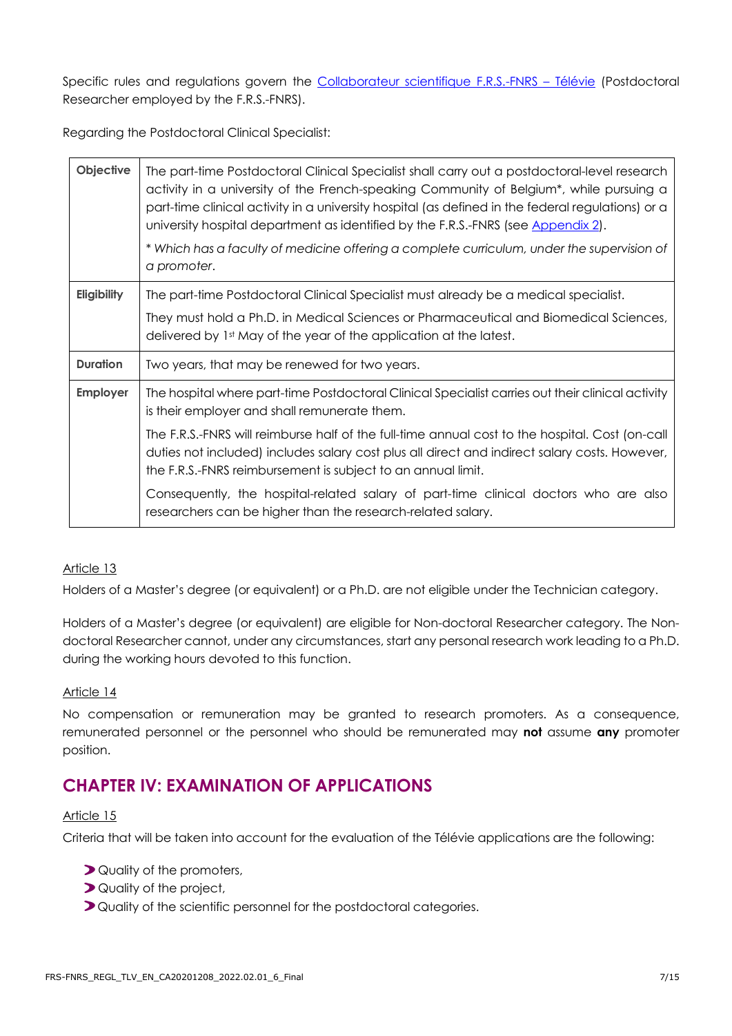Specific rules and regulations govern the [Collaborateur scientifique F.R.S.-FNRS – Télévie] (Postdoctoral Researcher employed by the F.R.S.-FNRS).

Regarding the Postdoctoral Clinical Specialist:

| | |
|---|---|
| **Objective** | The part-time Postdoctoral Clinical Specialist shall carry out a postdoctoral-level research activity in a university of the French-speaking Community of Belgium*, while pursuing a part-time clinical activity in a university hospital (as defined in the federal regulations) or a university hospital department as identified by the F.R.S.-FNRS (see [Appendix 2]).<br>*\* Which has a faculty of medicine offering a complete curriculum, under the supervision of a promoter.* |
| **Eligibility** | The part-time Postdoctoral Clinical Specialist must already be a medical specialist.<br>They must hold a Ph.D. in Medical Sciences or Pharmaceutical and Biomedical Sciences, delivered by 1st May of the year of the application at the latest. |
| **Duration** | Two years, that may be renewed for two years. |
| **Employer** | The hospital where part-time Postdoctoral Clinical Specialist carries out their clinical activity is their employer and shall remunerate them.<br>The F.R.S.-FNRS will reimburse half of the full-time annual cost to the hospital. Cost (on-call duties not included) includes salary cost plus all direct and indirect salary costs. However, the F.R.S.-FNRS reimbursement is subject to an annual limit.<br>Consequently, the hospital-related salary of part-time clinical doctors who are also researchers can be higher than the research-related salary. |

Article 13

Holders of a Master's degree (or equivalent) or a Ph.D. are not eligible under the Technician category.

Holders of a Master's degree (or equivalent) are eligible for Non-doctoral Researcher category. The Non-doctoral Researcher cannot, under any circumstances, start any personal research work leading to a Ph.D. during the working hours devoted to this function.

Article 14

No compensation or remuneration may be granted to research promoters. As a consequence, remunerated personnel or the personnel who should be remunerated may **not** assume **any** promoter position.

## CHAPTER IV: EXAMINATION OF APPLICATIONS

Article 15

Criteria that will be taken into account for the evaluation of the Télévie applications are the following:

- Quality of the promoters,
- Quality of the project,
- Quality of the scientific personnel for the postdoctoral categories.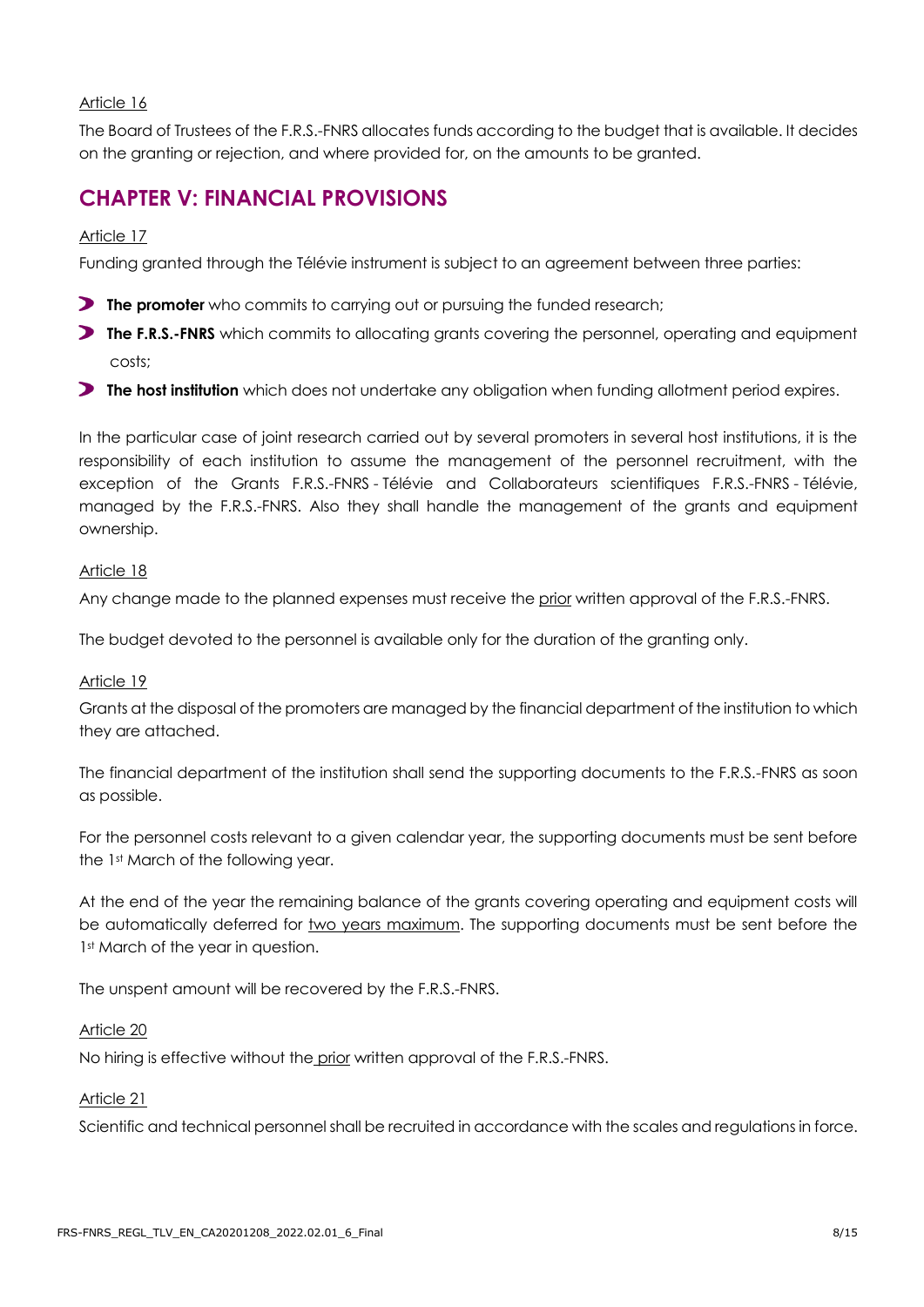Article 16

The Board of Trustees of the F.R.S.-FNRS allocates funds according to the budget that is available. It decides on the granting or rejection, and where provided for, on the amounts to be granted.

## CHAPTER V: FINANCIAL PROVISIONS

Article 17

Funding granted through the Télévie instrument is subject to an agreement between three parties:

- **The promoter** who commits to carrying out or pursuing the funded research;
- **The F.R.S.-FNRS** which commits to allocating grants covering the personnel, operating and equipment costs;
- **The host institution** which does not undertake any obligation when funding allotment period expires.

In the particular case of joint research carried out by several promoters in several host institutions, it is the responsibility of each institution to assume the management of the personnel recruitment, with the exception of the Grants F.R.S.-FNRS - Télévie and Collaborateurs scientifiques F.R.S.-FNRS - Télévie, managed by the F.R.S.-FNRS. Also they shall handle the management of the grants and equipment ownership.

Article 18

Any change made to the planned expenses must receive the prior written approval of the F.R.S.-FNRS.

The budget devoted to the personnel is available only for the duration of the granting only.

Article 19

Grants at the disposal of the promoters are managed by the financial department of the institution to which they are attached.

The financial department of the institution shall send the supporting documents to the F.R.S.-FNRS as soon as possible.

For the personnel costs relevant to a given calendar year, the supporting documents must be sent before the 1st March of the following year.

At the end of the year the remaining balance of the grants covering operating and equipment costs will be automatically deferred for two years maximum. The supporting documents must be sent before the 1st March of the year in question.

The unspent amount will be recovered by the F.R.S.-FNRS.

Article 20

No hiring is effective without the prior written approval of the F.R.S.-FNRS.

Article 21

Scientific and technical personnel shall be recruited in accordance with the scales and regulations in force.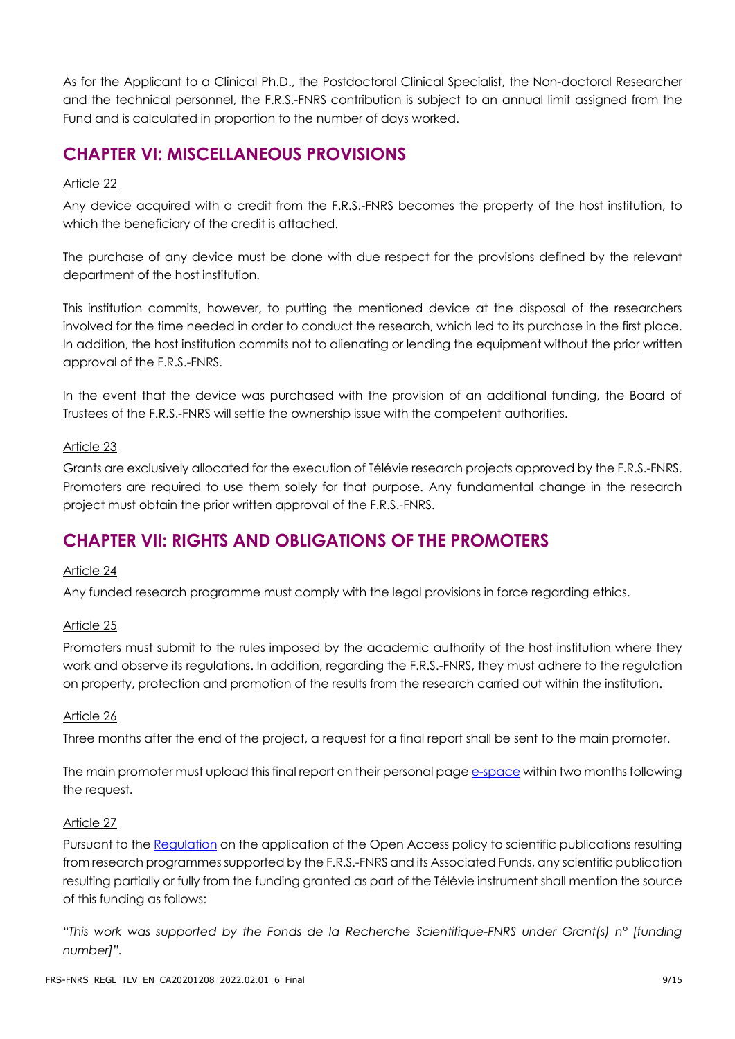As for the Applicant to a Clinical Ph.D., the Postdoctoral Clinical Specialist, the Non-doctoral Researcher and the technical personnel, the F.R.S.-FNRS contribution is subject to an annual limit assigned from the Fund and is calculated in proportion to the number of days worked.

## CHAPTER VI: MISCELLANEOUS PROVISIONS

Article 22

Any device acquired with a credit from the F.R.S.-FNRS becomes the property of the host institution, to which the beneficiary of the credit is attached.

The purchase of any device must be done with due respect for the provisions defined by the relevant department of the host institution.

This institution commits, however, to putting the mentioned device at the disposal of the researchers involved for the time needed in order to conduct the research, which led to its purchase in the first place. In addition, the host institution commits not to alienating or lending the equipment without the prior written approval of the F.R.S.-FNRS.

In the event that the device was purchased with the provision of an additional funding, the Board of Trustees of the F.R.S.-FNRS will settle the ownership issue with the competent authorities.

Article 23

Grants are exclusively allocated for the execution of Télévie research projects approved by the F.R.S.-FNRS. Promoters are required to use them solely for that purpose. Any fundamental change in the research project must obtain the prior written approval of the F.R.S.-FNRS.

## CHAPTER VII: RIGHTS AND OBLIGATIONS OF THE PROMOTERS

Article 24

Any funded research programme must comply with the legal provisions in force regarding ethics.

Article 25

Promoters must submit to the rules imposed by the academic authority of the host institution where they work and observe its regulations. In addition, regarding the F.R.S.-FNRS, they must adhere to the regulation on property, protection and promotion of the results from the research carried out within the institution.

Article 26

Three months after the end of the project, a request for a final report shall be sent to the main promoter.

The main promoter must upload this final report on their personal page e-space within two months following the request.

Article 27

Pursuant to the Regulation on the application of the Open Access policy to scientific publications resulting from research programmes supported by the F.R.S.-FNRS and its Associated Funds, any scientific publication resulting partially or fully from the funding granted as part of the Télévie instrument shall mention the source of this funding as follows:

*"This work was supported by the Fonds de la Recherche Scientifique-FNRS under Grant(s) n° [funding number]".*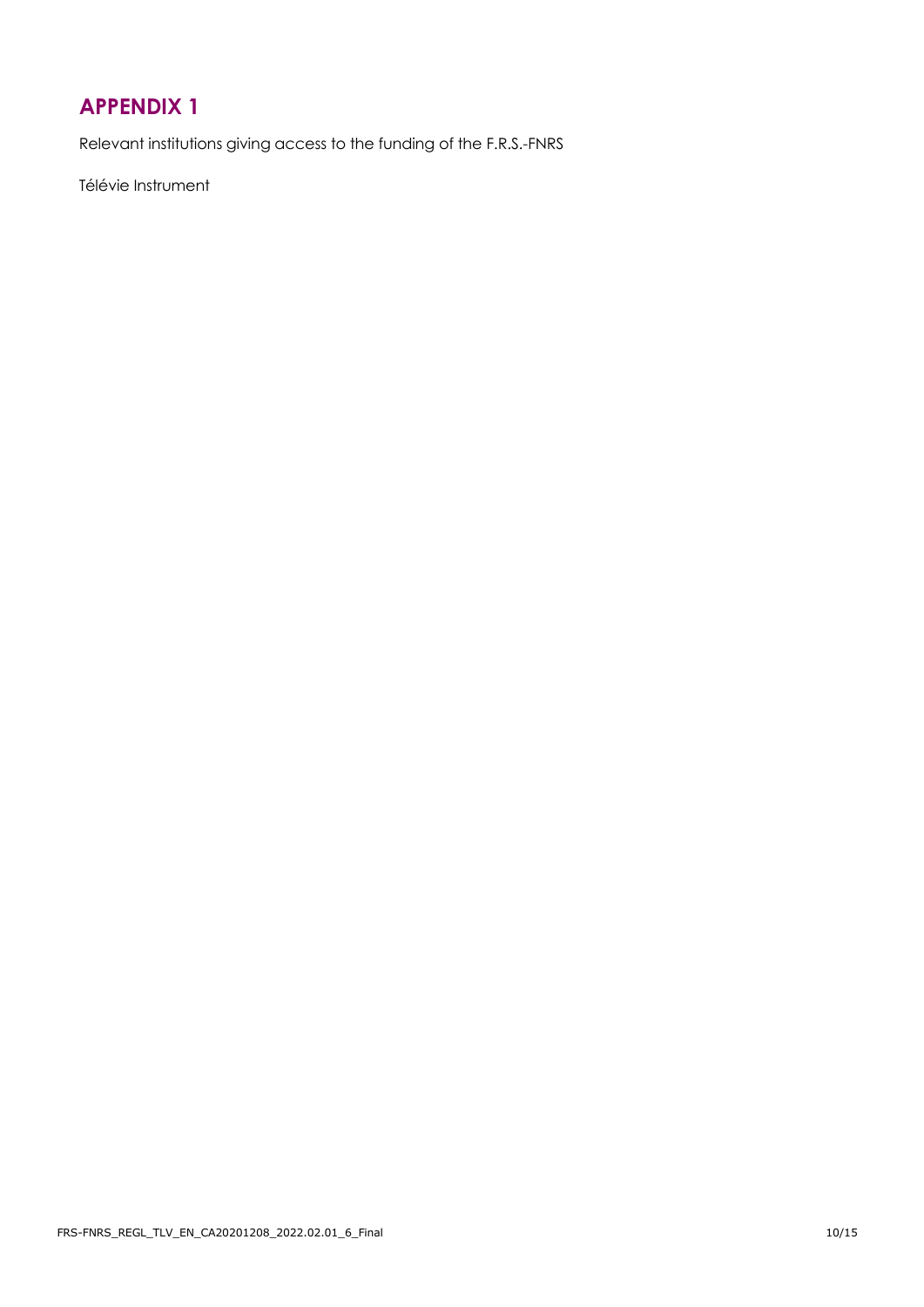# APPENDIX 1

Relevant institutions giving access to the funding of the F.R.S.-FNRS

Télévie Instrument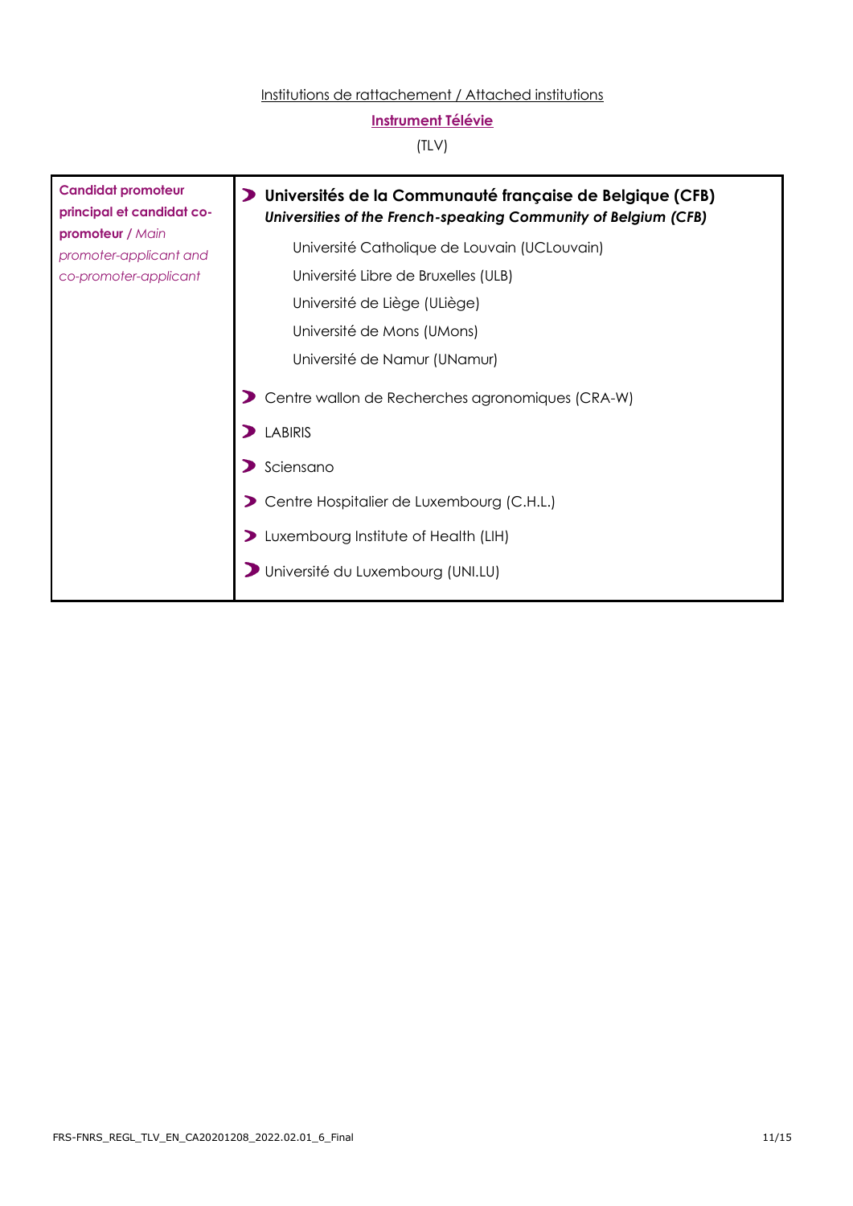Institutions de rattachement / Attached institutions

**Instrument Télévie**

(TLV)

| **Candidat promoteur principal et candidat co-promoteur** / *Main promoter-applicant and co-promoter-applicant* | **Universités de la Communauté française de Belgique (CFB)**<br>***Universities of the French-speaking Community of Belgium (CFB)***<br>Université Catholique de Louvain (UCLouvain)<br>Université Libre de Bruxelles (ULB)<br>Université de Liège (ULiège)<br>Université de Mons (UMons)<br>Université de Namur (UNamur)<br>Centre wallon de Recherches agronomiques (CRA-W)<br>LABIRIS<br>Sciensano<br>Centre Hospitalier de Luxembourg (C.H.L.)<br>Luxembourg Institute of Health (LIH)<br>Université du Luxembourg (UNI.LU) |
|---|---|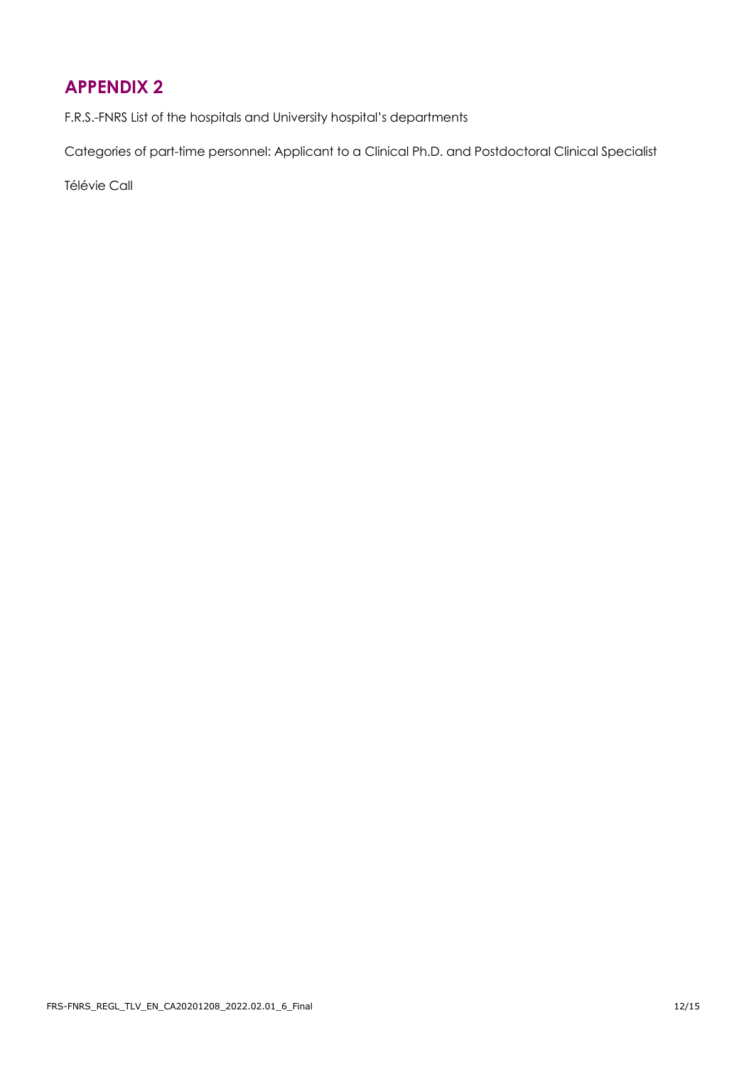# APPENDIX 2

F.R.S.-FNRS List of the hospitals and University hospital's departments

Categories of part-time personnel: Applicant to a Clinical Ph.D. and Postdoctoral Clinical Specialist

Télévie Call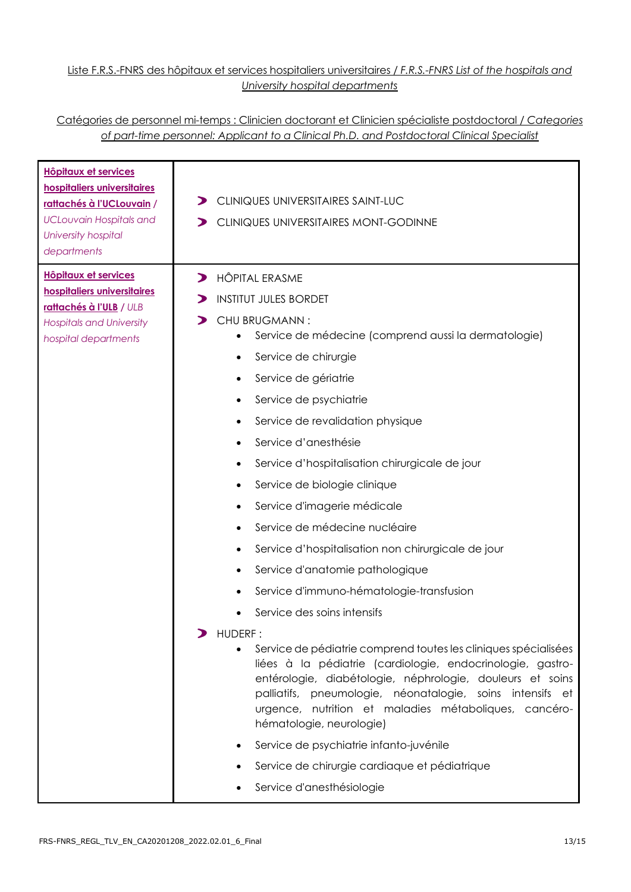Liste F.R.S.-FNRS des hôpitaux et services hospitaliers universitaires / *F.R.S.-FNRS List of the hospitals and University hospital departments*

Catégories de personnel mi-temps : Clinicien doctorant et Clinicien spécialiste postdoctoral / *Categories of part-time personnel: Applicant to a Clinical Ph.D. and Postdoctoral Clinical Specialist*

| | |
|---|---|
| **Hôpitaux et services hospitaliers universitaires rattachés à l'UCLouvain** / *UCLouvain Hospitals and University hospital departments* | ➤ CLINIQUES UNIVERSITAIRES SAINT-LUC<br>➤ CLINIQUES UNIVERSITAIRES MONT-GODINNE |
| **Hôpitaux et services hospitaliers universitaires rattachés à l'ULB** / *ULB Hospitals and University hospital departments* | ➤ HÔPITAL ERASME<br>➤ INSTITUT JULES BORDET<br>➤ CHU BRUGMANN :<br>• Service de médecine (comprend aussi la dermatologie)<br>• Service de chirurgie<br>• Service de gériatrie<br>• Service de psychiatrie<br>• Service de revalidation physique<br>• Service d'anesthésie<br>• Service d'hospitalisation chirurgicale de jour<br>• Service de biologie clinique<br>• Service d'imagerie médicale<br>• Service de médecine nucléaire<br>• Service d'hospitalisation non chirurgicale de jour<br>• Service d'anatomie pathologique<br>• Service d'immuno-hématologie-transfusion<br>• Service des soins intensifs<br>➤ HUDERF :<br>• Service de pédiatrie comprend toutes les cliniques spécialisées liées à la pédiatrie (cardiologie, endocrinologie, gastro-entérologie, diabétologie, néphrologie, douleurs et soins palliatifs, pneumologie, néonatalogie, soins intensifs et urgence, nutrition et maladies métaboliques, cancéro-hématologie, neurologie)<br>• Service de psychiatrie infanto-juvénile<br>• Service de chirurgie cardiaque et pédiatrique<br>• Service d'anesthésiologie |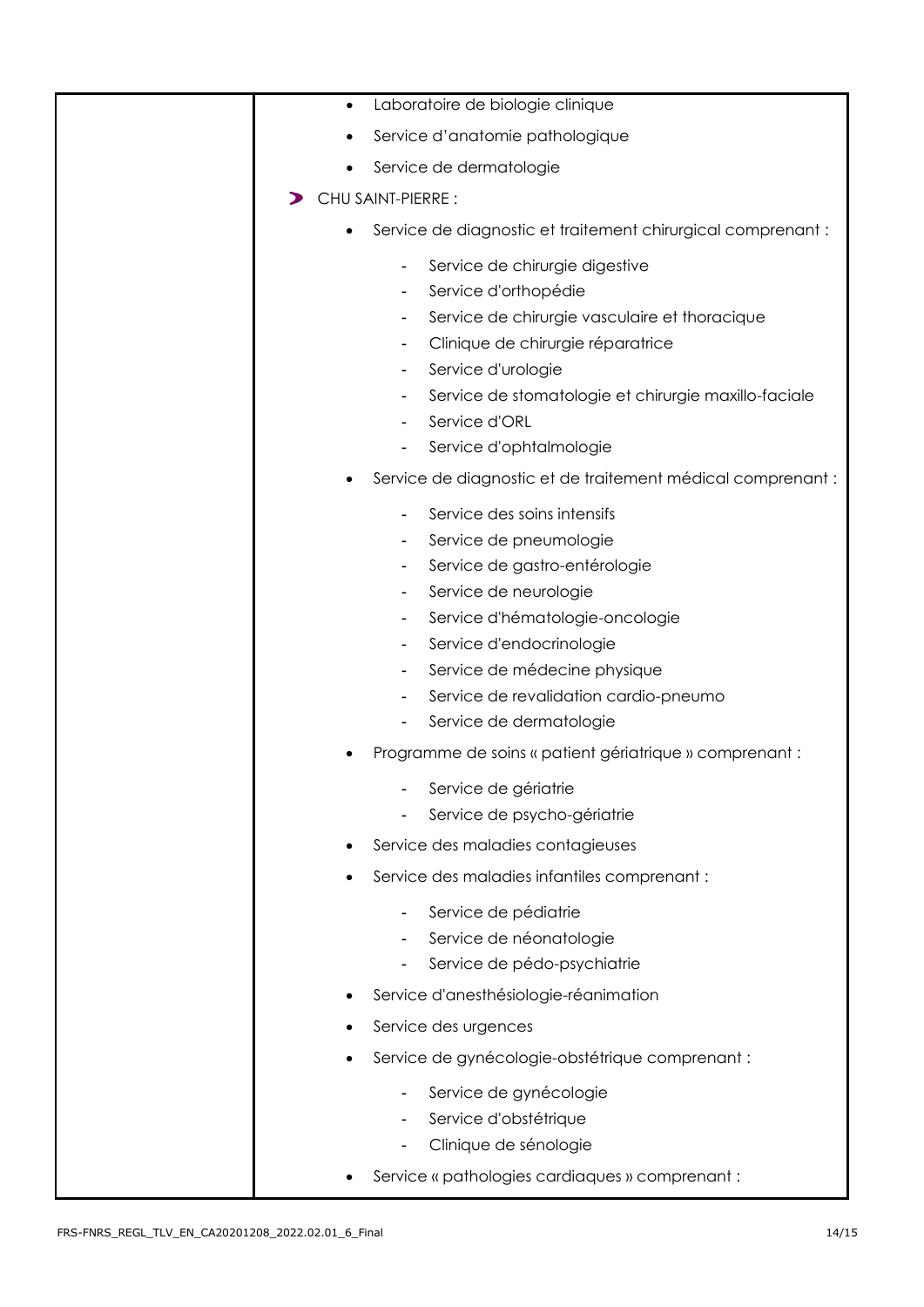| | • Laboratoire de biologie clinique<br>• Service d'anatomie pathologique<br>• Service de dermatologie<br><br>➤ CHU SAINT-PIERRE :<br><br>• Service de diagnostic et traitement chirurgical comprenant :<br>  - Service de chirurgie digestive<br>  - Service d'orthopédie<br>  - Service de chirurgie vasculaire et thoracique<br>  - Clinique de chirurgie réparatrice<br>  - Service d'urologie<br>  - Service de stomatologie et chirurgie maxillo-faciale<br>  - Service d'ORL<br>  - Service d'ophtalmologie<br>• Service de diagnostic et de traitement médical comprenant :<br>  - Service des soins intensifs<br>  - Service de pneumologie<br>  - Service de gastro-entérologie<br>  - Service de neurologie<br>  - Service d'hématologie-oncologie<br>  - Service d'endocrinologie<br>  - Service de médecine physique<br>  - Service de revalidation cardio-pneumo<br>  - Service de dermatologie<br>• Programme de soins « patient gériatrique » comprenant :<br>  - Service de gériatrie<br>  - Service de psycho-gériatrie<br>• Service des maladies contagieuses<br>• Service des maladies infantiles comprenant :<br>  - Service de pédiatrie<br>  - Service de néonatologie<br>  - Service de pédo-psychiatrie<br>• Service d'anesthésiologie-réanimation<br>• Service des urgences<br>• Service de gynécologie-obstétrique comprenant :<br>  - Service de gynécologie<br>  - Service d'obstétrique<br>  - Clinique de sénologie<br>• Service « pathologies cardiaques » comprenant : |
|---|---|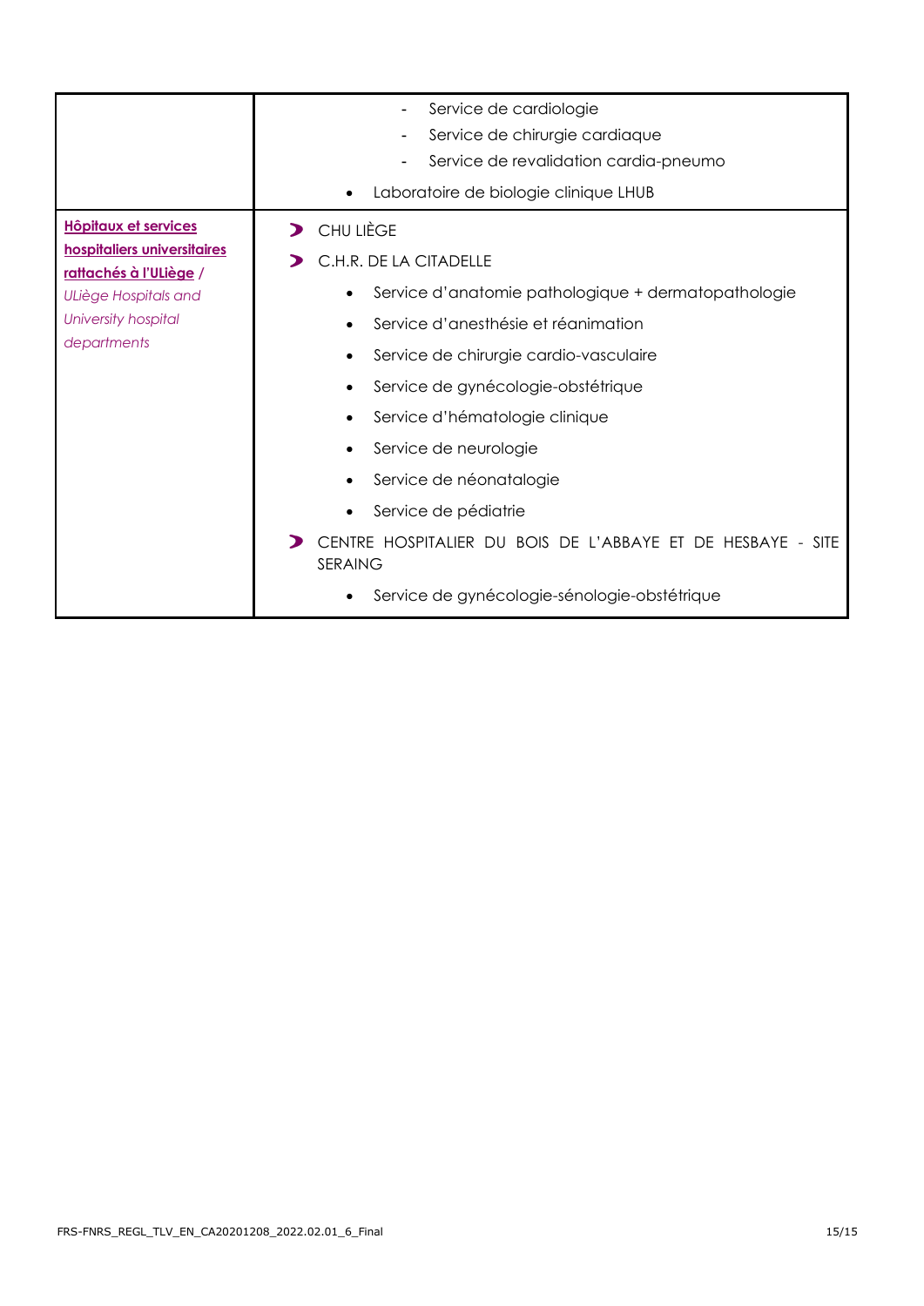| | |
|---|---|
| | - Service de cardiologie<br>- Service de chirurgie cardiaque<br>- Service de revalidation cardia-pneumo<br>• Laboratoire de biologie clinique LHUB |
| **Hôpitaux et services hospitaliers universitaires rattachés à l'ULiège** / *ULiège Hospitals and University hospital departments* | › CHU LIÈGE<br>› C.H.R. DE LA CITADELLE<br>• Service d'anatomie pathologique + dermatopathologie<br>• Service d'anesthésie et réanimation<br>• Service de chirurgie cardio-vasculaire<br>• Service de gynécologie-obstétrique<br>• Service d'hématologie clinique<br>• Service de neurologie<br>• Service de néonatalogie<br>• Service de pédiatrie<br>› CENTRE HOSPITALIER DU BOIS DE L'ABBAYE ET DE HESBAYE - SITE SERAING<br>• Service de gynécologie-sénologie-obstétrique |

FRS-FNRS_REGL_TLV_EN_CA20201208_2022.02.01_6_Final